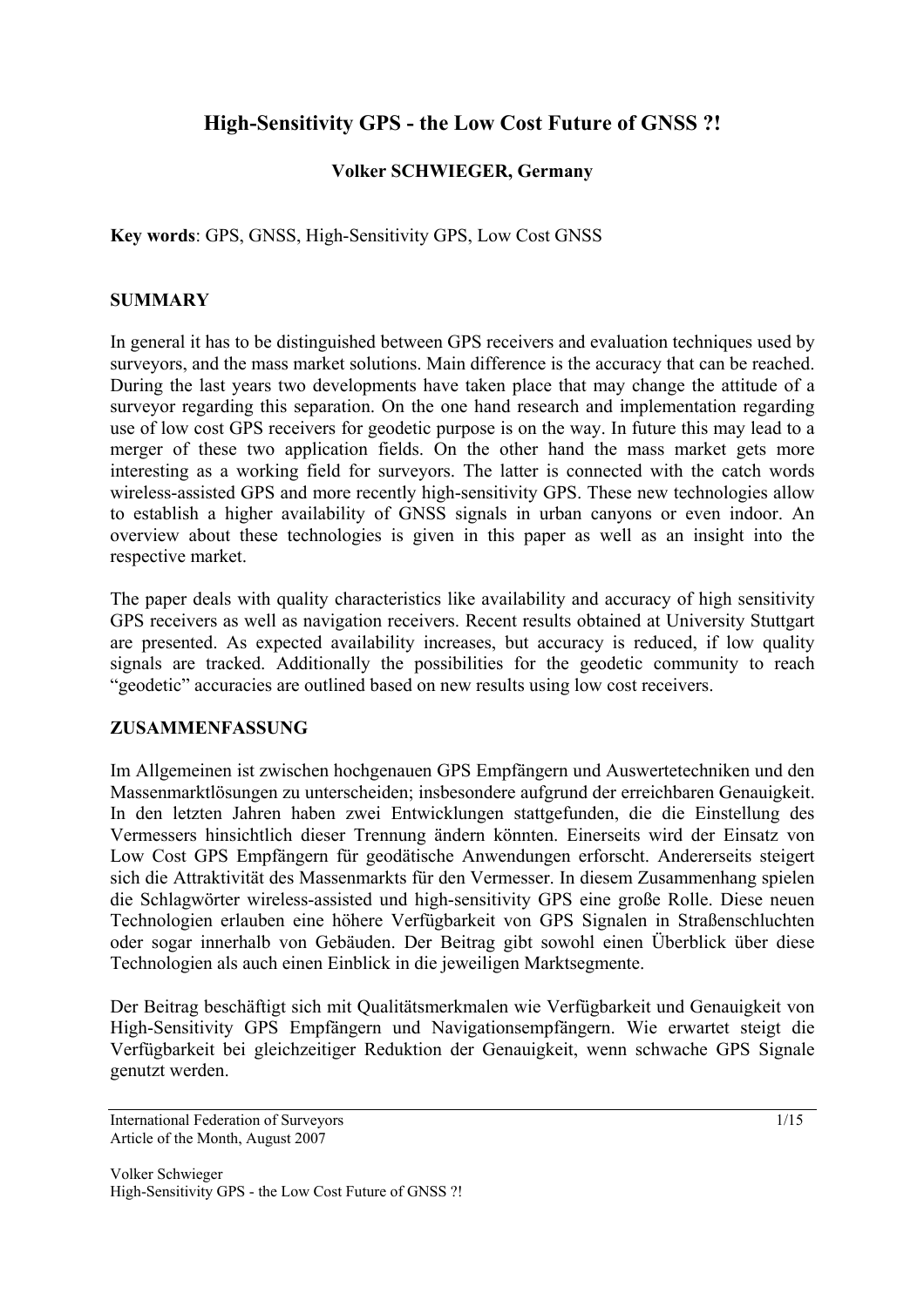# High-Sensitivity GPS - the Low Cost Future of GNSS ?!

**Volker SCHWIEGER, Germany**

**Key words**: GPS, GNSS, High-Sensitivity GPS, Low Cost GNSS

## SUMMARY

In general it has to be distinguished between GPS receivers and evaluation techniques used by surveyors, and the mass market solutions. Main difference is the accuracy that can be reached. During the last years two developments have taken place that may change the attitude of a surveyor regarding this separation. On the one hand research and implementation regarding use of low cost GPS receivers for geodetic purpose is on the way. In future this may lead to a merger of these two application fields. On the other hand the mass market gets more interesting as a working field for surveyors. The latter is connected with the catch words wireless-assisted GPS and more recently high-sensitivity GPS. These new technologies allow to establish a higher availability of GNSS signals in urban canyons or even indoor. An overview about these technologies is given in this paper as well as an insight into the respective market.

The paper deals with quality characteristics like availability and accuracy of high sensitivity GPS receivers as well as navigation receivers. Recent results obtained at University Stuttgart are presented. As expected availability increases, but accuracy is reduced, if low quality signals are tracked. Additionally the possibilities for the geodetic community to reach "geodetic" accuracies are outlined based on new results using low cost receivers.

## ZUSAMMENFASSUNG

Im Allgemeinen ist zwischen hochgenauen GPS Empfängern und Auswertetechniken und den Massenmarktlösungen zu unterscheiden; insbesondere aufgrund der erreichbaren Genauigkeit. In den letzten Jahren haben zwei Entwicklungen stattgefunden, die die Einstellung des Vermessers hinsichtlich dieser Trennung ändern könnten. Einerseits wird der Einsatz von Low Cost GPS Empfängern für geodätische Anwendungen erforscht. Andererseits steigert sich die Attraktivität des Massenmarkts für den Vermesser. In diesem Zusammenhang spielen die Schlagwörter wireless-assisted und high-sensitivity GPS eine große Rolle. Diese neuen Technologien erlauben eine höhere Verfügbarkeit von GPS Signalen in Straßenschluchten oder sogar innerhalb von Gebäuden. Der Beitrag gibt sowohl einen Überblick über diese Technologien als auch einen Einblick in die jeweiligen Marktsegmente.

Der Beitrag beschäftigt sich mit Qualitätsmerkmalen wie Verfügbarkeit und Genauigkeit von High-Sensitivity GPS Empfängern und Navigationsempfängern. Wie erwartet steigt die Verfügbarkeit bei gleichzeitiger Reduktion der Genauigkeit, wenn schwache GPS Signale genutzt werden.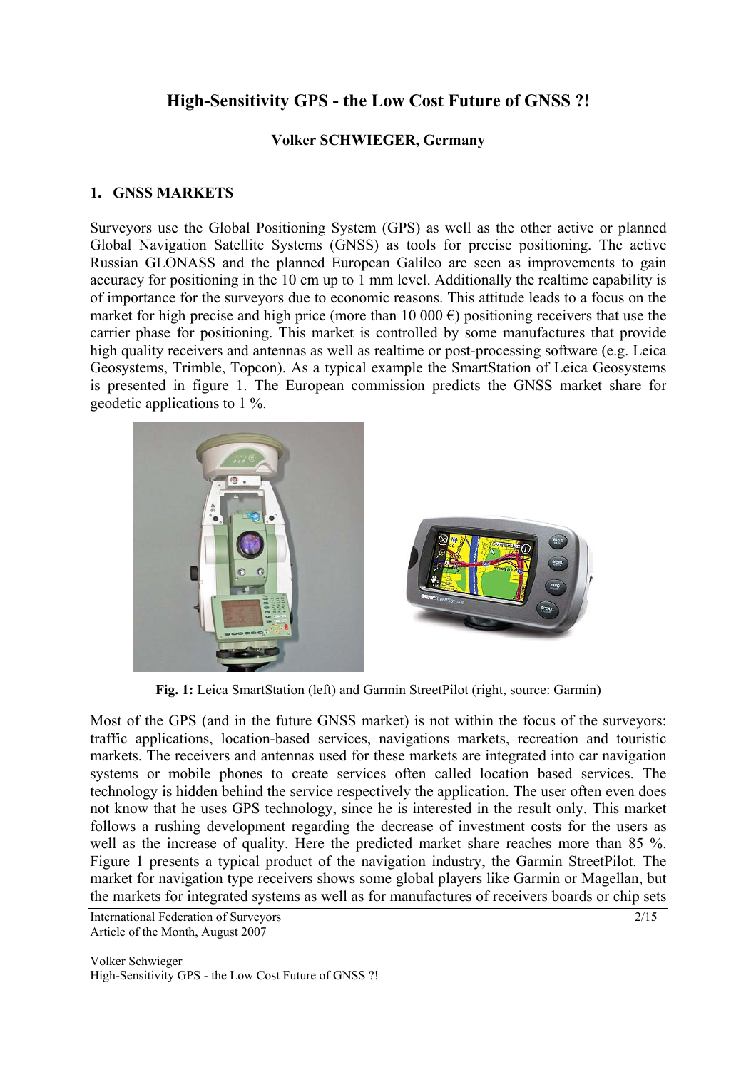## 1. GNSS MARKETS

Surveyors use the Global Positioning System (GPS) as well as the other active or planned Global Navigation Satellite Systems (GNSS) as tools for precise positioning. The active Russian GLONASS and the planned European Galileo are seen as improvements to gain accuracy for positioning in the 10 cm up to 1 mm level. Additionally the realtime capability is of importance for the surveyors due to economic reasons. This attitude leads to a focus on the market for high precise and high price (more than 10 000 €) positioning receivers that use the carrier phase for positioning. This market is controlled by some manufactures that provide high quality receivers and antennas as well as realtime or post-processing software (e.g. Leica Geosystems, Trimble, Topcon). As a typical example the SmartStation of Leica Geosystems is presented in figure 1. The European commission predicts the GNSS market share for geodetic applications to 1 %.

**Fig. 1:** Leica SmartStation (left) and Garmin StreetPilot (right, source: Garmin)

Most of the GPS (and in the future GNSS market) is not within the focus of the surveyors: traffic applications, location-based services, navigations markets, recreation and touristic markets. The receivers and antennas used for these markets are integrated into car navigation systems or mobile phones to create services often called location based services. The technology is hidden behind the service respectively the application. The user often even does not know that he uses GPS technology, since he is interested in the result only. This market follows a rushing development regarding the decrease of investment costs for the users as well as the increase of quality. Here the predicted market share reaches more than 85 %. Figure 1 presents a typical product of the navigation industry, the Garmin StreetPilot. The market for navigation type receivers shows some global players like Garmin or Magellan, but the markets for integrated systems as well as for manufactures of receivers boards or chip sets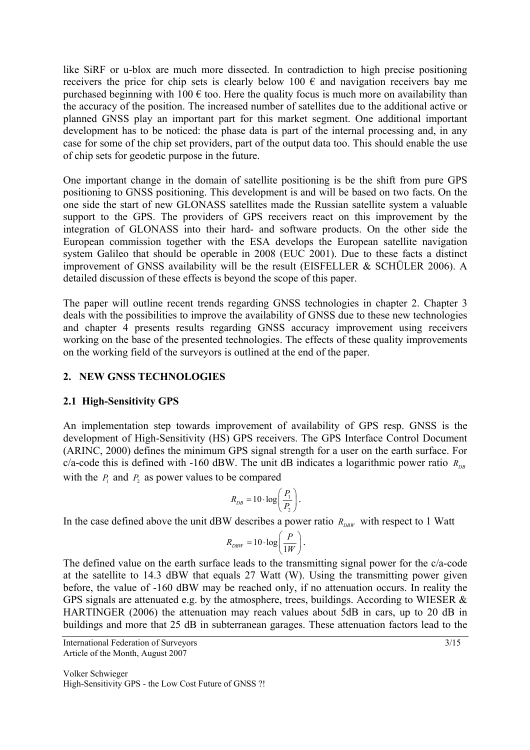like SiRF or u-blox are much more dissected. In contradiction to high precise positioning receivers the price for chip sets is clearly below 100 € and navigation receivers bay me purchased beginning with 100 € too. Here the quality focus is much more on availability than the accuracy of the position. The increased number of satellites due to the additional active or planned GNSS play an important part for this market segment. One additional important development has to be noticed: the phase data is part of the internal processing and, in any case for some of the chip set providers, part of the output data too. This should enable the use of chip sets for geodetic purpose in the future.

One important change in the domain of satellite positioning is be the shift from pure GPS positioning to GNSS positioning. This development is and will be based on two facts. On the one side the start of new GLONASS satellites made the Russian satellite system a valuable support to the GPS. The providers of GPS receivers react on this improvement by the integration of GLONASS into their hard- and software products. On the other side the European commission together with the ESA develops the European satellite navigation system Galileo that should be operable in 2008 (EUC 2001). Due to these facts a distinct improvement of GNSS availability will be the result (EISFELLER & SCHÜLER 2006). A detailed discussion of these effects is beyond the scope of this paper.

The paper will outline recent trends regarding GNSS technologies in chapter 2. Chapter 3 deals with the possibilities to improve the availability of GNSS due to these new technologies and chapter 4 presents results regarding GNSS accuracy improvement using receivers working on the base of the presented technologies. The effects of these quality improvements on the working field of the surveyors is outlined at the end of the paper.

## 2. NEW GNSS TECHNOLOGIES

### 2.1 High-Sensitivity GPS

An implementation step towards improvement of availability of GPS resp. GNSS is the development of High-Sensitivity (HS) GPS receivers. The GPS Interface Control Document (ARINC, 2000) defines the minimum GPS signal strength for a user on the earth surface. For c/a-code this is defined with -160 dBW. The unit dB indicates a logarithmic power ratio $R_{DB}$ with the $P_1$ and $P_2$ as power values to be compared

$$R_{DB} = 10 \cdot \log\left(\frac{P_1}{P_2}\right).$$

In the case defined above the unit dBW describes a power ratio $R_{DBW}$ with respect to 1 Watt

$$R_{DBW} = 10 \cdot \log\left(\frac{P}{1W}\right).$$

The defined value on the earth surface leads to the transmitting signal power for the c/a-code at the satellite to 14.3 dBW that equals 27 Watt (W). Using the transmitting power given before, the value of -160 dBW may be reached only, if no attenuation occurs. In reality the GPS signals are attenuated e.g. by the atmosphere, trees, buildings. According to WIESER & HARTINGER (2006) the attenuation may reach values about 5dB in cars, up to 20 dB in buildings and more that 25 dB in subterranean garages. These attenuation factors lead to the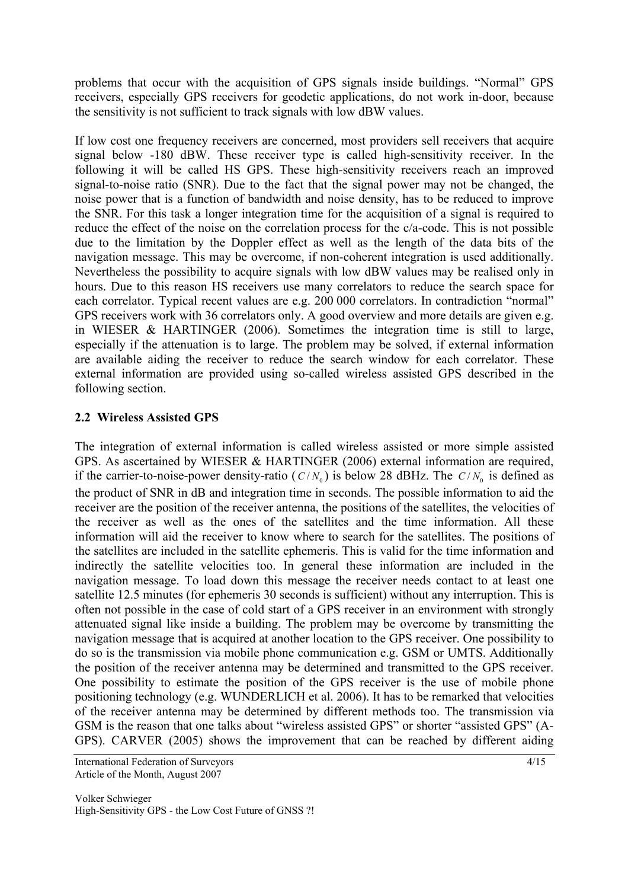problems that occur with the acquisition of GPS signals inside buildings. "Normal" GPS receivers, especially GPS receivers for geodetic applications, do not work in-door, because the sensitivity is not sufficient to track signals with low dBW values.

If low cost one frequency receivers are concerned, most providers sell receivers that acquire signal below -180 dBW. These receiver type is called high-sensitivity receiver. In the following it will be called HS GPS. These high-sensitivity receivers reach an improved signal-to-noise ratio (SNR). Due to the fact that the signal power may not be changed, the noise power that is a function of bandwidth and noise density, has to be reduced to improve the SNR. For this task a longer integration time for the acquisition of a signal is required to reduce the effect of the noise on the correlation process for the c/a-code. This is not possible due to the limitation by the Doppler effect as well as the length of the data bits of the navigation message. This may be overcome, if non-coherent integration is used additionally. Nevertheless the possibility to acquire signals with low dBW values may be realised only in hours. Due to this reason HS receivers use many correlators to reduce the search space for each correlator. Typical recent values are e.g. 200 000 correlators. In contradiction "normal" GPS receivers work with 36 correlators only. A good overview and more details are given e.g. in WIESER & HARTINGER (2006). Sometimes the integration time is still to large, especially if the attenuation is to large. The problem may be solved, if external information are available aiding the receiver to reduce the search window for each correlator. These external information are provided using so-called wireless assisted GPS described in the following section.

## 2.2 Wireless Assisted GPS

The integration of external information is called wireless assisted or more simple assisted GPS. As ascertained by WIESER & HARTINGER (2006) external information are required, if the carrier-to-noise-power density-ratio ($C/N_0$) is below 28 dBHz. The $C/N_0$ is defined as the product of SNR in dB and integration time in seconds. The possible information to aid the receiver are the position of the receiver antenna, the positions of the satellites, the velocities of the receiver as well as the ones of the satellites and the time information. All these information will aid the receiver to know where to search for the satellites. The positions of the satellites are included in the satellite ephemeris. This is valid for the time information and indirectly the satellite velocities too. In general these information are included in the navigation message. To load down this message the receiver needs contact to at least one satellite 12.5 minutes (for ephemeris 30 seconds is sufficient) without any interruption. This is often not possible in the case of cold start of a GPS receiver in an environment with strongly attenuated signal like inside a building. The problem may be overcome by transmitting the navigation message that is acquired at another location to the GPS receiver. One possibility to do so is the transmission via mobile phone communication e.g. GSM or UMTS. Additionally the position of the receiver antenna may be determined and transmitted to the GPS receiver. One possibility to estimate the position of the GPS receiver is the use of mobile phone positioning technology (e.g. WUNDERLICH et al. 2006). It has to be remarked that velocities of the receiver antenna may be determined by different methods too. The transmission via GSM is the reason that one talks about "wireless assisted GPS" or shorter "assisted GPS" (A-GPS). CARVER (2005) shows the improvement that can be reached by different aiding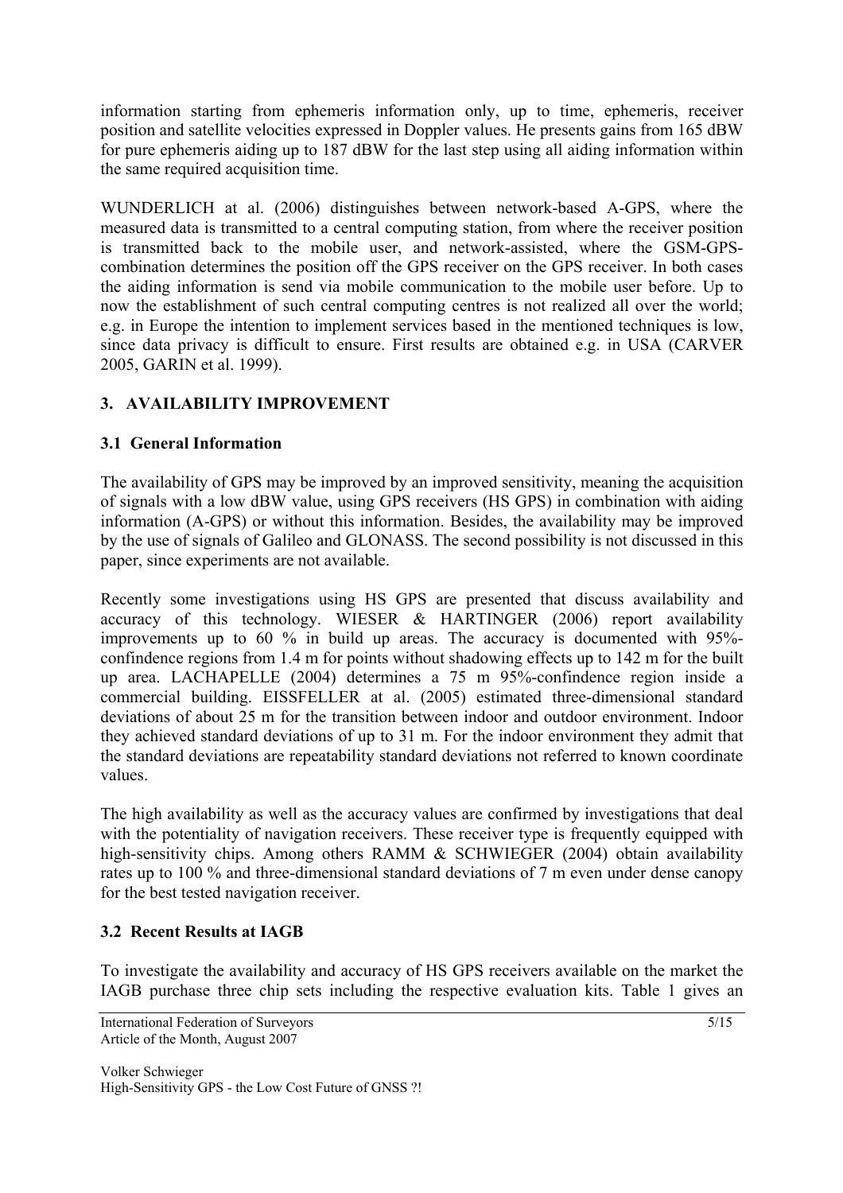information starting from ephemeris information only, up to time, ephemeris, receiver position and satellite velocities expressed in Doppler values. He presents gains from 165 dBW for pure ephemeris aiding up to 187 dBW for the last step using all aiding information within the same required acquisition time.

WUNDERLICH at al. (2006) distinguishes between network-based A-GPS, where the measured data is transmitted to a central computing station, from where the receiver position is transmitted back to the mobile user, and network-assisted, where the GSM-GPS-combination determines the position off the GPS receiver on the GPS receiver. In both cases the aiding information is send via mobile communication to the mobile user before. Up to now the establishment of such central computing centres is not realized all over the world; e.g. in Europe the intention to implement services based in the mentioned techniques is low, since data privacy is difficult to ensure. First results are obtained e.g. in USA (CARVER 2005, GARIN et al. 1999).

## 3. AVAILABILITY IMPROVEMENT

### 3.1 General Information

The availability of GPS may be improved by an improved sensitivity, meaning the acquisition of signals with a low dBW value, using GPS receivers (HS GPS) in combination with aiding information (A-GPS) or without this information. Besides, the availability may be improved by the use of signals of Galileo and GLONASS. The second possibility is not discussed in this paper, since experiments are not available.

Recently some investigations using HS GPS are presented that discuss availability and accuracy of this technology. WIESER & HARTINGER (2006) report availability improvements up to 60 % in build up areas. The accuracy is documented with 95%-confindence regions from 1.4 m for points without shadowing effects up to 142 m for the built up area. LACHAPELLE (2004) determines a 75 m 95%-confindence region inside a commercial building. EISSFELLER at al. (2005) estimated three-dimensional standard deviations of about 25 m for the transition between indoor and outdoor environment. Indoor they achieved standard deviations of up to 31 m. For the indoor environment they admit that the standard deviations are repeatability standard deviations not referred to known coordinate values.

The high availability as well as the accuracy values are confirmed by investigations that deal with the potentiality of navigation receivers. These receiver type is frequently equipped with high-sensitivity chips. Among others RAMM & SCHWIEGER (2004) obtain availability rates up to 100 % and three-dimensional standard deviations of 7 m even under dense canopy for the best tested navigation receiver.

### 3.2 Recent Results at IAGB

To investigate the availability and accuracy of HS GPS receivers available on the market the IAGB purchase three chip sets including the respective evaluation kits. Table 1 gives an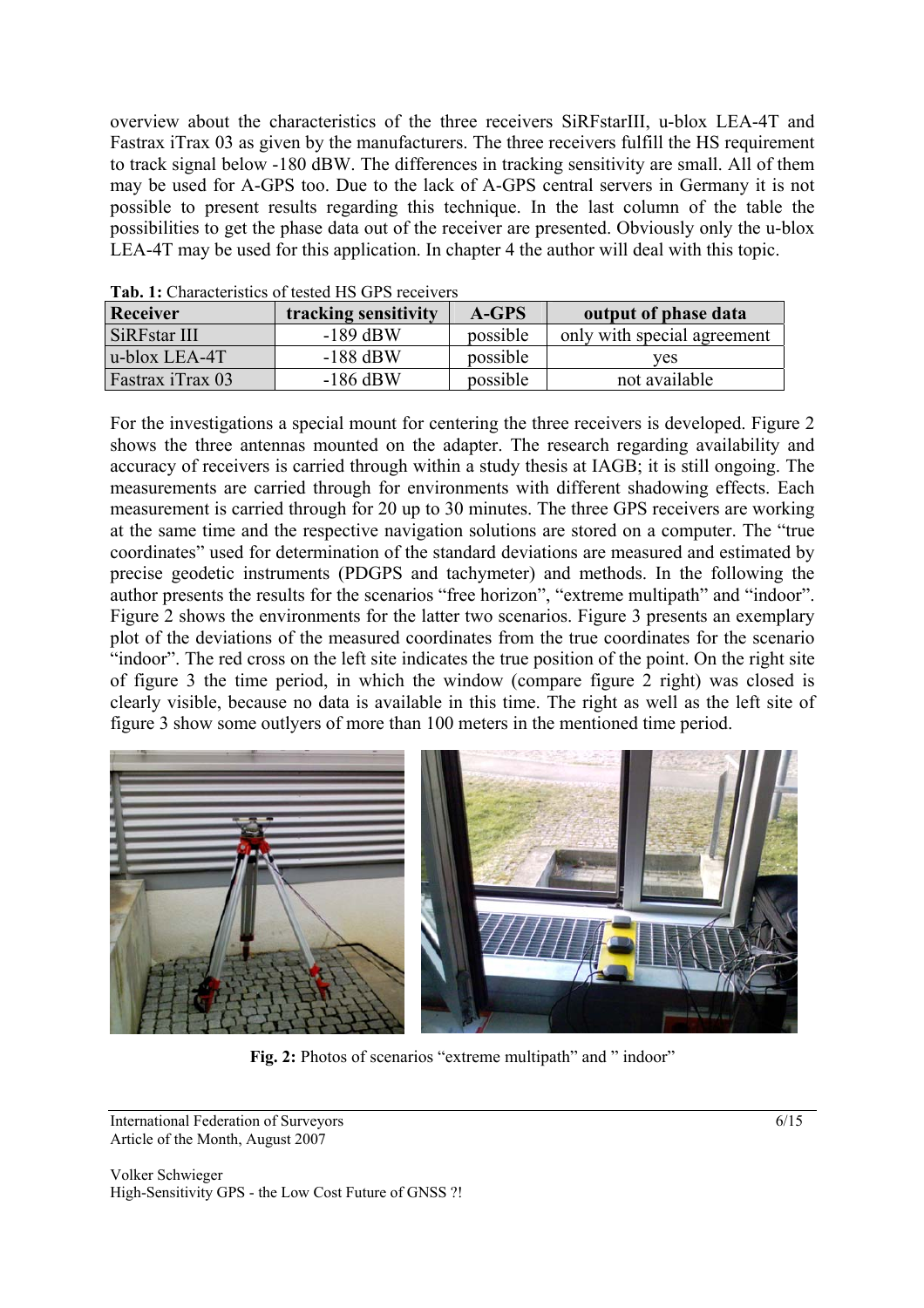overview about the characteristics of the three receivers SiRFstarIII, u-blox LEA-4T and Fastrax iTrax 03 as given by the manufacturers. The three receivers fulfill the HS requirement to track signal below -180 dBW. The differences in tracking sensitivity are small. All of them may be used for A-GPS too. Due to the lack of A-GPS central servers in Germany it is not possible to present results regarding this technique. In the last column of the table the possibilities to get the phase data out of the receiver are presented. Obviously only the u-blox LEA-4T may be used for this application. In chapter 4 the author will deal with this topic.

**Tab. 1:** Characteristics of tested HS GPS receivers

| Receiver | tracking sensitivity | A-GPS | output of phase data |
|---|---|---|---|
| SiRFstar III | -189 dBW | possible | only with special agreement |
| u-blox LEA-4T | -188 dBW | possible | yes |
| Fastrax iTrax 03 | -186 dBW | possible | not available |

For the investigations a special mount for centering the three receivers is developed. Figure 2 shows the three antennas mounted on the adapter. The research regarding availability and accuracy of receivers is carried through within a study thesis at IAGB; it is still ongoing. The measurements are carried through for environments with different shadowing effects. Each measurement is carried through for 20 up to 30 minutes. The three GPS receivers are working at the same time and the respective navigation solutions are stored on a computer. The "true coordinates" used for determination of the standard deviations are measured and estimated by precise geodetic instruments (PDGPS and tachymeter) and methods. In the following the author presents the results for the scenarios "free horizon", "extreme multipath" and "indoor". Figure 2 shows the environments for the latter two scenarios. Figure 3 presents an exemplary plot of the deviations of the measured coordinates from the true coordinates for the scenario "indoor". The red cross on the left site indicates the true position of the point. On the right site of figure 3 the time period, in which the window (compare figure 2 right) was closed is clearly visible, because no data is available in this time. The right as well as the left site of figure 3 show some outlyers of more than 100 meters in the mentioned time period.

**Fig. 2:** Photos of scenarios "extreme multipath" and " indoor"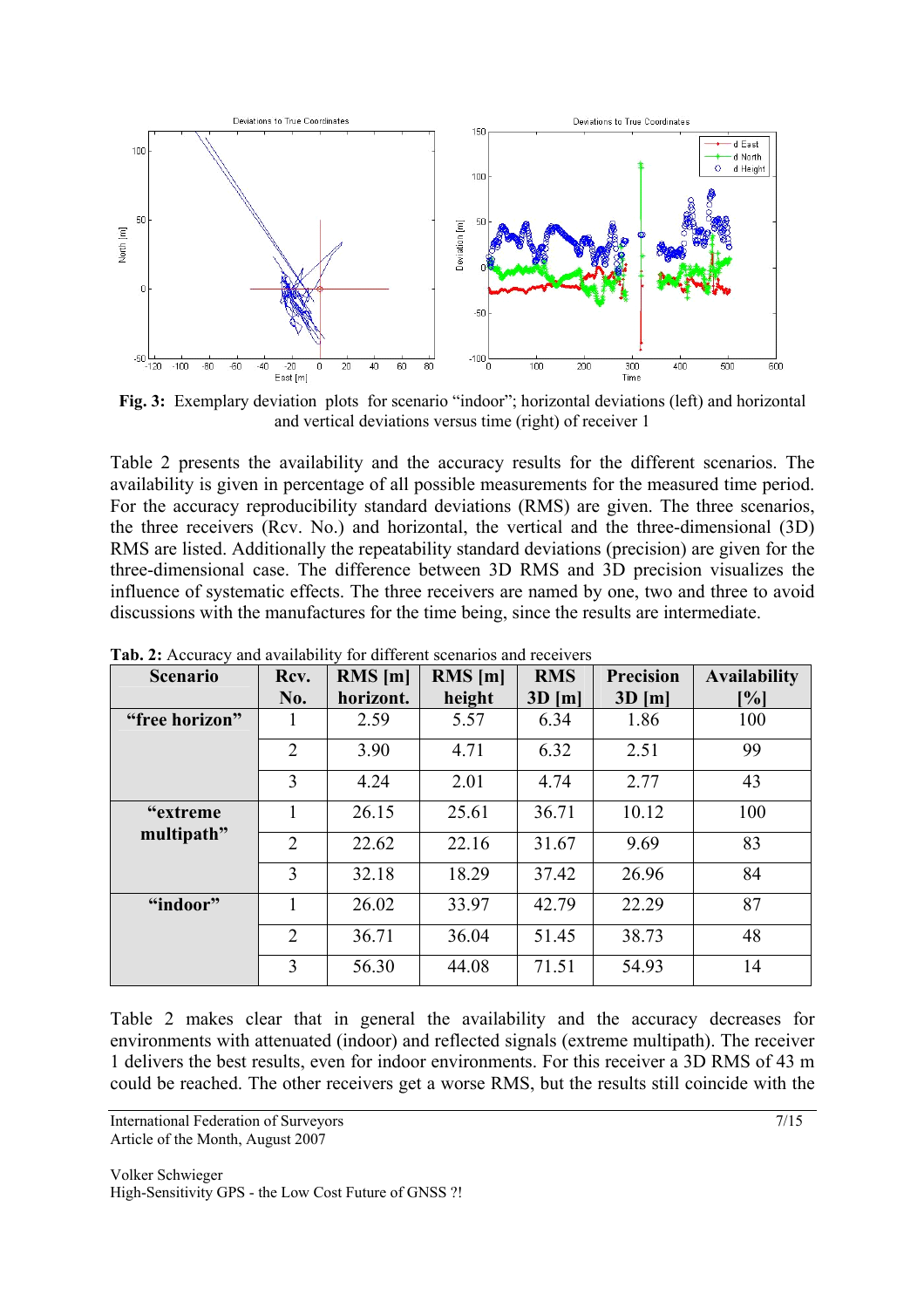**Fig. 3:** Exemplary deviation plots for scenario "indoor"; horizontal deviations (left) and horizontal and vertical deviations versus time (right) of receiver 1

Table 2 presents the availability and the accuracy results for the different scenarios. The availability is given in percentage of all possible measurements for the measured time period. For the accuracy reproducibility standard deviations (RMS) are given. The three scenarios, the three receivers (Rcv. No.) and horizontal, the vertical and the three-dimensional (3D) RMS are listed. Additionally the repeatability standard deviations (precision) are given for the three-dimensional case. The difference between 3D RMS and 3D precision visualizes the influence of systematic effects. The three receivers are named by one, two and three to avoid discussions with the manufactures for the time being, since the results are intermediate.

**Tab. 2:** Accuracy and availability for different scenarios and receivers

| Scenario | Rcv. No. | RMS [m] horizont. | RMS [m] height | RMS 3D [m] | Precision 3D [m] | Availability [%] |
|---|---|---|---|---|---|---|
| "free horizon" | 1 | 2.59 | 5.57 | 6.34 | 1.86 | 100 |
| | 2 | 3.90 | 4.71 | 6.32 | 2.51 | 99 |
| | 3 | 4.24 | 2.01 | 4.74 | 2.77 | 43 |
| "extreme multipath" | 1 | 26.15 | 25.61 | 36.71 | 10.12 | 100 |
| | 2 | 22.62 | 22.16 | 31.67 | 9.69 | 83 |
| | 3 | 32.18 | 18.29 | 37.42 | 26.96 | 84 |
| "indoor" | 1 | 26.02 | 33.97 | 42.79 | 22.29 | 87 |
| | 2 | 36.71 | 36.04 | 51.45 | 38.73 | 48 |
| | 3 | 56.30 | 44.08 | 71.51 | 54.93 | 14 |

Table 2 makes clear that in general the availability and the accuracy decreases for environments with attenuated (indoor) and reflected signals (extreme multipath). The receiver 1 delivers the best results, even for indoor environments. For this receiver a 3D RMS of 43 m could be reached. The other receivers get a worse RMS, but the results still coincide with the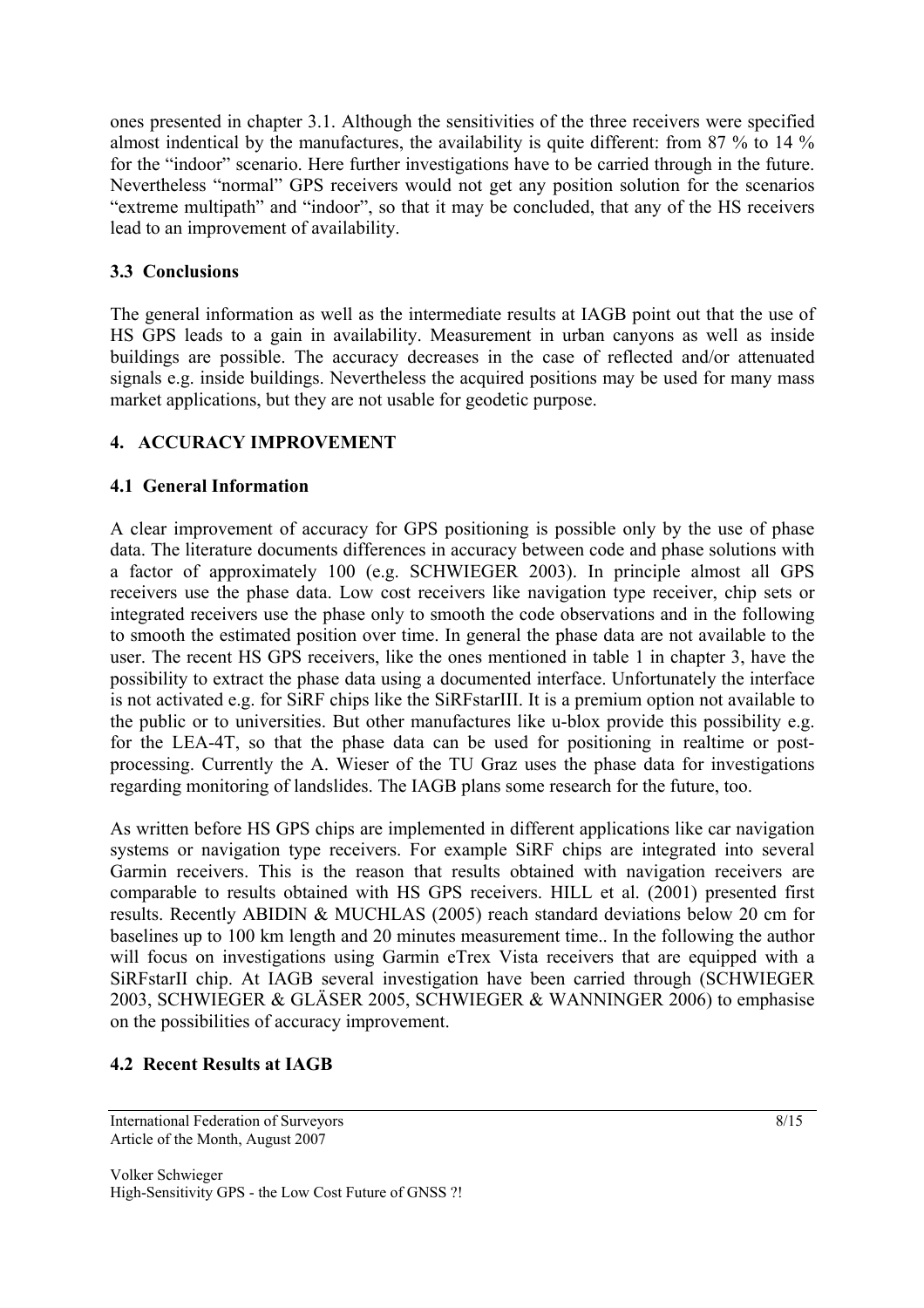ones presented in chapter 3.1. Although the sensitivities of the three receivers were specified almost indentical by the manufactures, the availability is quite different: from 87 % to 14 % for the "indoor" scenario. Here further investigations have to be carried through in the future. Nevertheless "normal" GPS receivers would not get any position solution for the scenarios "extreme multipath" and "indoor", so that it may be concluded, that any of the HS receivers lead to an improvement of availability.

### 3.3 Conclusions

The general information as well as the intermediate results at IAGB point out that the use of HS GPS leads to a gain in availability. Measurement in urban canyons as well as inside buildings are possible. The accuracy decreases in the case of reflected and/or attenuated signals e.g. inside buildings. Nevertheless the acquired positions may be used for many mass market applications, but they are not usable for geodetic purpose.

## 4. ACCURACY IMPROVEMENT

### 4.1 General Information

A clear improvement of accuracy for GPS positioning is possible only by the use of phase data. The literature documents differences in accuracy between code and phase solutions with a factor of approximately 100 (e.g. SCHWIEGER 2003). In principle almost all GPS receivers use the phase data. Low cost receivers like navigation type receiver, chip sets or integrated receivers use the phase only to smooth the code observations and in the following to smooth the estimated position over time. In general the phase data are not available to the user. The recent HS GPS receivers, like the ones mentioned in table 1 in chapter 3, have the possibility to extract the phase data using a documented interface. Unfortunately the interface is not activated e.g. for SiRF chips like the SiRFstarIII. It is a premium option not available to the public or to universities. But other manufactures like u-blox provide this possibility e.g. for the LEA-4T, so that the phase data can be used for positioning in realtime or post-processing. Currently the A. Wieser of the TU Graz uses the phase data for investigations regarding monitoring of landslides. The IAGB plans some research for the future, too.

As written before HS GPS chips are implemented in different applications like car navigation systems or navigation type receivers. For example SiRF chips are integrated into several Garmin receivers. This is the reason that results obtained with navigation receivers are comparable to results obtained with HS GPS receivers. HILL et al. (2001) presented first results. Recently ABIDIN & MUCHLAS (2005) reach standard deviations below 20 cm for baselines up to 100 km length and 20 minutes measurement time.. In the following the author will focus on investigations using Garmin eTrex Vista receivers that are equipped with a SiRFstarII chip. At IAGB several investigation have been carried through (SCHWIEGER 2003, SCHWIEGER & GLÄSER 2005, SCHWIEGER & WANNINGER 2006) to emphasise on the possibilities of accuracy improvement.

### 4.2 Recent Results at IAGB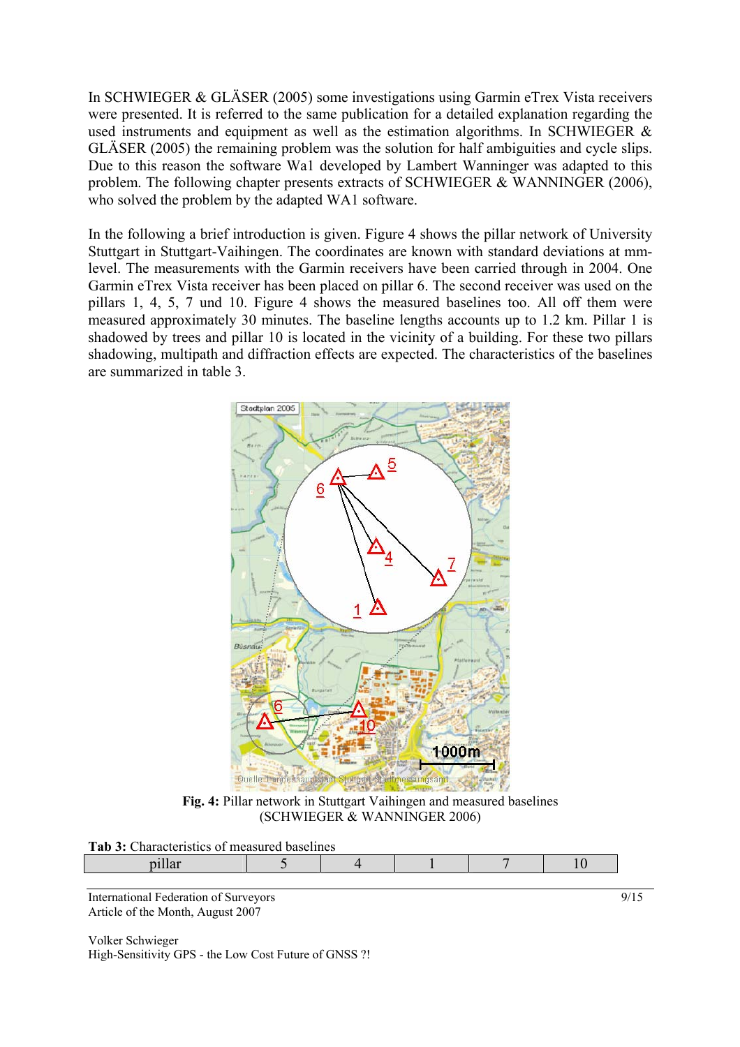In SCHWIEGER & GLÄSER (2005) some investigations using Garmin eTrex Vista receivers were presented. It is referred to the same publication for a detailed explanation regarding the used instruments and equipment as well as the estimation algorithms. In SCHWIEGER & GLÄSER (2005) the remaining problem was the solution for half ambiguities and cycle slips. Due to this reason the software Wa1 developed by Lambert Wanninger was adapted to this problem. The following chapter presents extracts of SCHWIEGER & WANNINGER (2006), who solved the problem by the adapted WA1 software.

In the following a brief introduction is given. Figure 4 shows the pillar network of University Stuttgart in Stuttgart-Vaihingen. The coordinates are known with standard deviations at mm-level. The measurements with the Garmin receivers have been carried through in 2004. One Garmin eTrex Vista receiver has been placed on pillar 6. The second receiver was used on the pillars 1, 4, 5, 7 und 10. Figure 4 shows the measured baselines too. All off them were measured approximately 30 minutes. The baseline lengths accounts up to 1.2 km. Pillar 1 is shadowed by trees and pillar 10 is located in the vicinity of a building. For these two pillars shadowing, multipath and diffraction effects are expected. The characteristics of the baselines are summarized in table 3.

**Fig. 4:** Pillar network in Stuttgart Vaihingen and measured baselines (SCHWIEGER & WANNINGER 2006)

**Tab 3:** Characteristics of measured baselines

| pillar | 5 | 4 | 1 | 7 | 10 |
|---|---|---|---|---|---|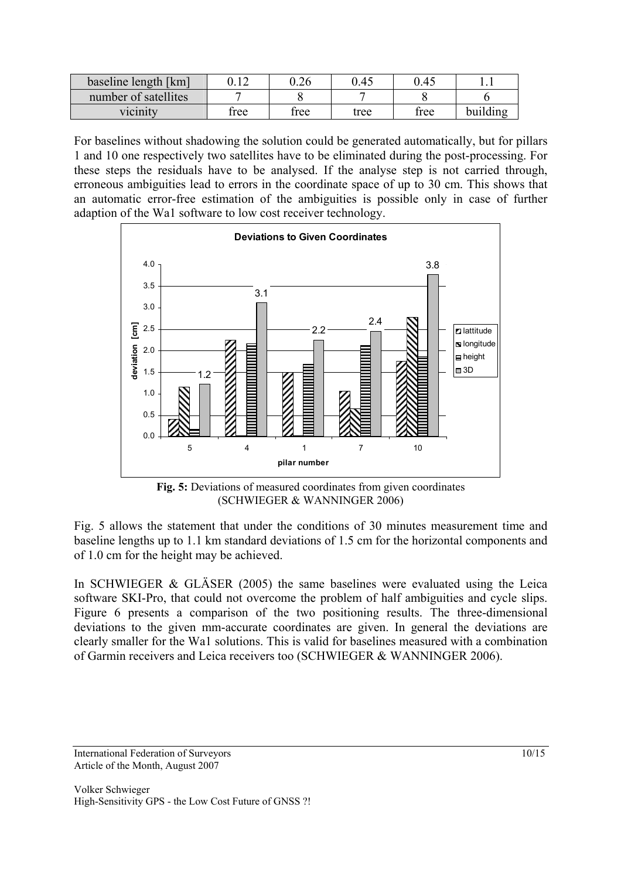| baseline length [km] | 0.12 | 0.26 | 0.45 | 0.45 | 1.1 |
| --- | --- | --- | --- | --- | --- |
| number of satellites | 7 | 8 | 7 | 8 | 6 |
| vicinity | free | free | tree | free | building |

For baselines without shadowing the solution could be generated automatically, but for pillars 1 and 10 one respectively two satellites have to be eliminated during the post-processing. For these steps the residuals have to be analysed. If the analyse step is not carried through, erroneous ambiguities lead to errors in the coordinate space of up to 30 cm. This shows that an automatic error-free estimation of the ambiguities is possible only in case of further adaption of the Wa1 software to low cost receiver technology.

**Fig. 5:** Deviations of measured coordinates from given coordinates (SCHWIEGER & WANNINGER 2006)

Fig. 5 allows the statement that under the conditions of 30 minutes measurement time and baseline lengths up to 1.1 km standard deviations of 1.5 cm for the horizontal components and of 1.0 cm for the height may be achieved.

In SCHWIEGER & GLÄSER (2005) the same baselines were evaluated using the Leica software SKI-Pro, that could not overcome the problem of half ambiguities and cycle slips. Figure 6 presents a comparison of the two positioning results. The three-dimensional deviations to the given mm-accurate coordinates are given. In general the deviations are clearly smaller for the Wa1 solutions. This is valid for baselines measured with a combination of Garmin receivers and Leica receivers too (SCHWIEGER & WANNINGER 2006).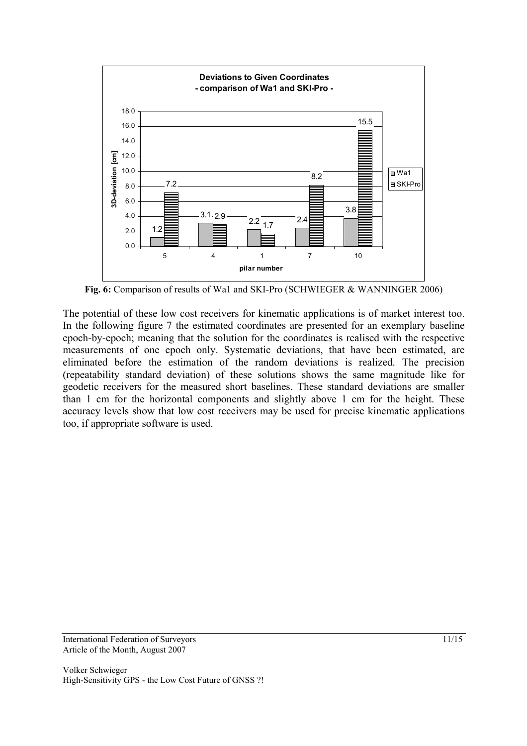**Deviations to Given Coordinates**
**- comparison of Wa1 and SKI-Pro -**

| pilar number | Wa1 | SKI-Pro |
|---|---|---|
| 5 | 1.2 | 7.2 |
| 4 | 3.1 | 2.9 |
| 1 | 2.2 | 1.7 |
| 7 | 2.4 | 8.2 |
| 10 | 3.8 | 15.5 |

3D-deviation [cm]

**Fig. 6:** Comparison of results of Wa1 and SKI-Pro (SCHWIEGER & WANNINGER 2006)

The potential of these low cost receivers for kinematic applications is of market interest too. In the following figure 7 the estimated coordinates are presented for an exemplary baseline epoch-by-epoch; meaning that the solution for the coordinates is realised with the respective measurements of one epoch only. Systematic deviations, that have been estimated, are eliminated before the estimation of the random deviations is realized. The precision (repeatability standard deviation) of these solutions shows the same magnitude like for geodetic receivers for the measured short baselines. These standard deviations are smaller than 1 cm for the horizontal components and slightly above 1 cm for the height. These accuracy levels show that low cost receivers may be used for precise kinematic applications too, if appropriate software is used.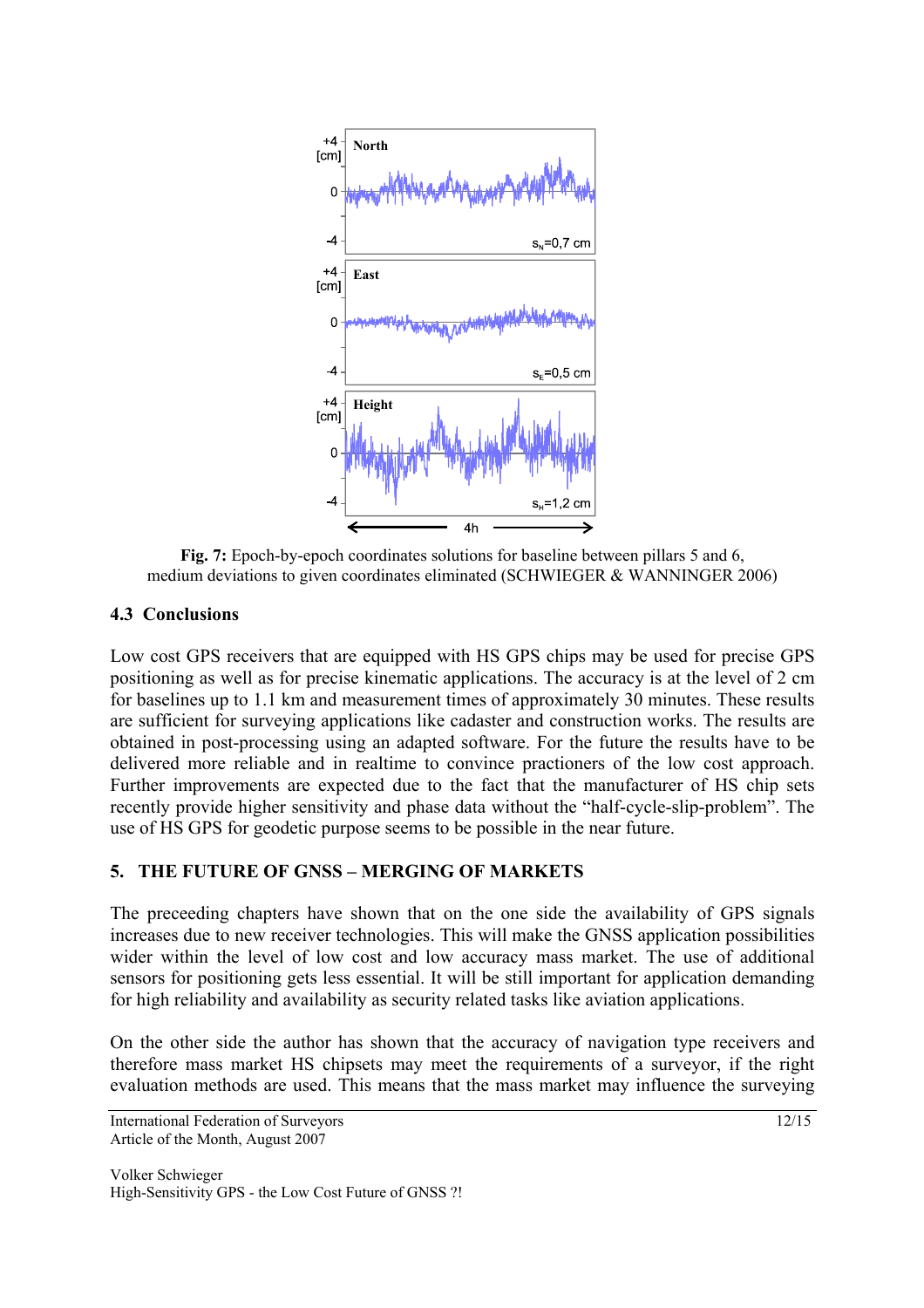**Fig. 7:** Epoch-by-epoch coordinates solutions for baseline between pillars 5 and 6, medium deviations to given coordinates eliminated (SCHWIEGER & WANNINGER 2006)

### 4.3 Conclusions

Low cost GPS receivers that are equipped with HS GPS chips may be used for precise GPS positioning as well as for precise kinematic applications. The accuracy is at the level of 2 cm for baselines up to 1.1 km and measurement times of approximately 30 minutes. These results are sufficient for surveying applications like cadaster and construction works. The results are obtained in post-processing using an adapted software. For the future the results have to be delivered more reliable and in realtime to convince practioners of the low cost approach. Further improvements are expected due to the fact that the manufacturer of HS chip sets recently provide higher sensitivity and phase data without the "half-cycle-slip-problem". The use of HS GPS for geodetic purpose seems to be possible in the near future.

## 5. THE FUTURE OF GNSS – MERGING OF MARKETS

The preceeding chapters have shown that on the one side the availability of GPS signals increases due to new receiver technologies. This will make the GNSS application possibilities wider within the level of low cost and low accuracy mass market. The use of additional sensors for positioning gets less essential. It will be still important for application demanding for high reliability and availability as security related tasks like aviation applications.

On the other side the author has shown that the accuracy of navigation type receivers and therefore mass market HS chipsets may meet the requirements of a surveyor, if the right evaluation methods are used. This means that the mass market may influence the surveying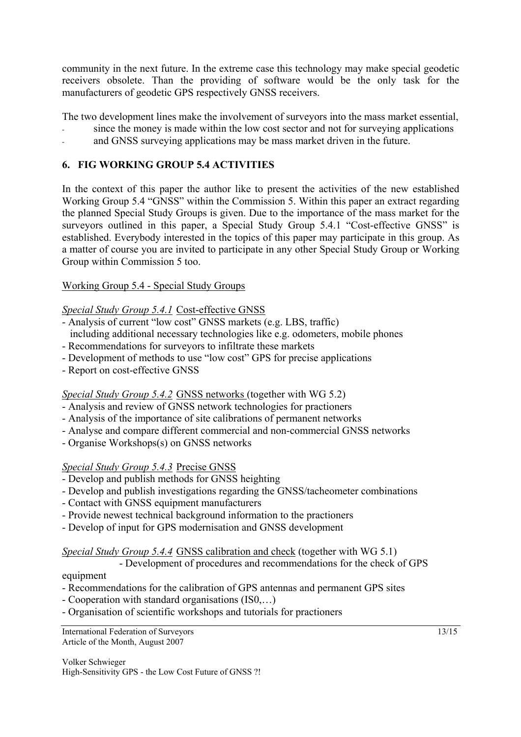community in the next future. In the extreme case this technology may make special geodetic receivers obsolete. Than the providing of software would be the only task for the manufacturers of geodetic GPS respectively GNSS receivers.

The two development lines make the involvement of surveyors into the mass market essential,

- since the money is made within the low cost sector and not for surveying applications
- and GNSS surveying applications may be mass market driven in the future.

## 6. FIG WORKING GROUP 5.4 ACTIVITIES

In the context of this paper the author like to present the activities of the new established Working Group 5.4 "GNSS" within the Commission 5. Within this paper an extract regarding the planned Special Study Groups is given. Due to the importance of the mass market for the surveyors outlined in this paper, a Special Study Group 5.4.1 "Cost-effective GNSS" is established. Everybody interested in the topics of this paper may participate in this group. As a matter of course you are invited to participate in any other Special Study Group or Working Group within Commission 5 too.

Working Group 5.4 - Special Study Groups

*Special Study Group 5.4.1* Cost-effective GNSS

- Analysis of current "low cost" GNSS markets (e.g. LBS, traffic) including additional necessary technologies like e.g. odometers, mobile phones
- Recommendations for surveyors to infiltrate these markets
- Development of methods to use "low cost" GPS for precise applications
- Report on cost-effective GNSS

*Special Study Group 5.4.2* GNSS networks (together with WG 5.2)

- Analysis and review of GNSS network technologies for practioners
- Analysis of the importance of site calibrations of permanent networks
- Analyse and compare different commercial and non-commercial GNSS networks
- Organise Workshops(s) on GNSS networks

*Special Study Group 5.4.3* Precise GNSS

- Develop and publish methods for GNSS heighting
- Develop and publish investigations regarding the GNSS/tacheometer combinations
- Contact with GNSS equipment manufacturers
- Provide newest technical background information to the practioners
- Develop of input for GPS modernisation and GNSS development

*Special Study Group 5.4.4* GNSS calibration and check (together with WG 5.1)

- Development of procedures and recommendations for the check of GPS equipment
- Recommendations for the calibration of GPS antennas and permanent GPS sites
- Cooperation with standard organisations (IS0,…)
- Organisation of scientific workshops and tutorials for practioners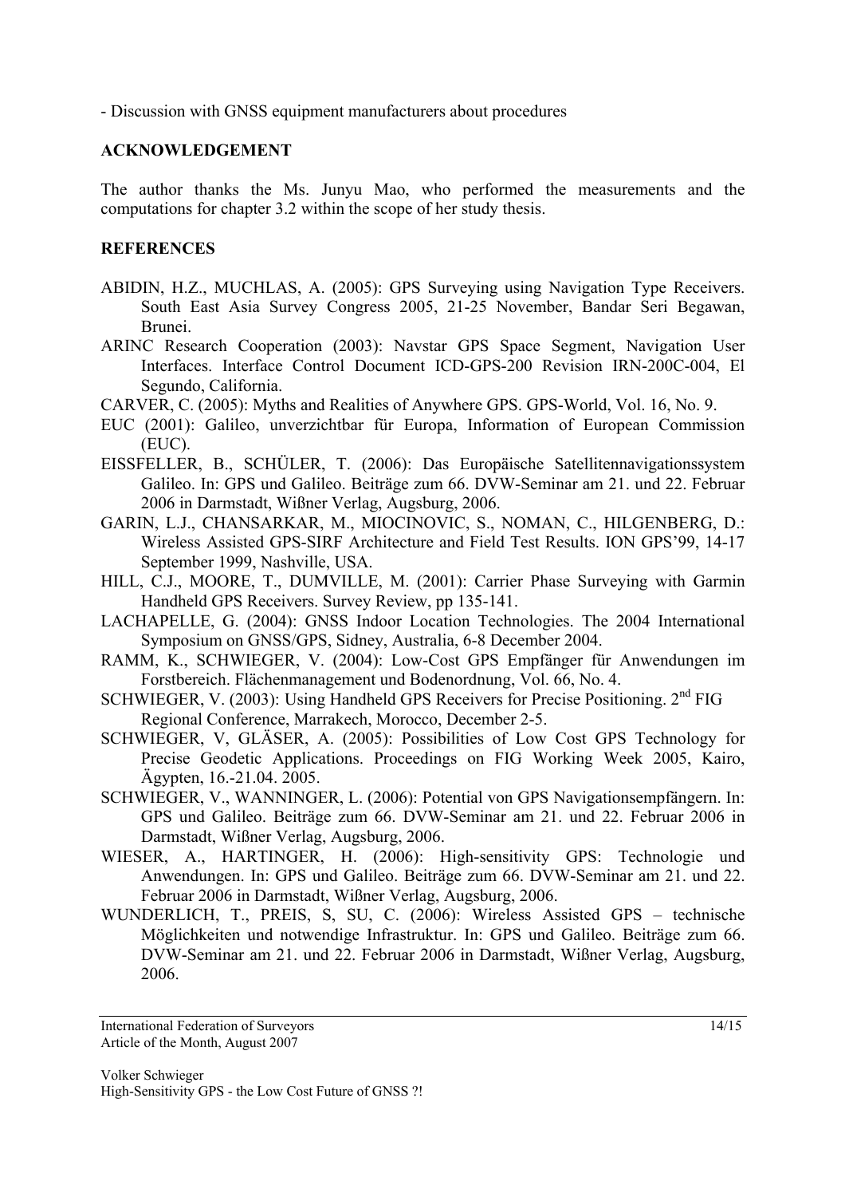- Discussion with GNSS equipment manufacturers about procedures

## ACKNOWLEDGEMENT

The author thanks the Ms. Junyu Mao, who performed the measurements and the computations for chapter 3.2 within the scope of her study thesis.

## REFERENCES

ABIDIN, H.Z., MUCHLAS, A. (2005): GPS Surveying using Navigation Type Receivers. South East Asia Survey Congress 2005, 21-25 November, Bandar Seri Begawan, Brunei.

ARINC Research Cooperation (2003): Navstar GPS Space Segment, Navigation User Interfaces. Interface Control Document ICD-GPS-200 Revision IRN-200C-004, El Segundo, California.

CARVER, C. (2005): Myths and Realities of Anywhere GPS. GPS-World, Vol. 16, No. 9.

EUC (2001): Galileo, unverzichtbar für Europa, Information of European Commission (EUC).

EISSFELLER, B., SCHÜLER, T. (2006): Das Europäische Satellitennavigationssystem Galileo. In: GPS und Galileo. Beiträge zum 66. DVW-Seminar am 21. und 22. Februar 2006 in Darmstadt, Wißner Verlag, Augsburg, 2006.

GARIN, L.J., CHANSARKAR, M., MIOCINOVIC, S., NOMAN, C., HILGENBERG, D.: Wireless Assisted GPS-SIRF Architecture and Field Test Results. ION GPS'99, 14-17 September 1999, Nashville, USA.

HILL, C.J., MOORE, T., DUMVILLE, M. (2001): Carrier Phase Surveying with Garmin Handheld GPS Receivers. Survey Review, pp 135-141.

LACHAPELLE, G. (2004): GNSS Indoor Location Technologies. The 2004 International Symposium on GNSS/GPS, Sidney, Australia, 6-8 December 2004.

RAMM, K., SCHWIEGER, V. (2004): Low-Cost GPS Empfänger für Anwendungen im Forstbereich. Flächenmanagement und Bodenordnung, Vol. 66, No. 4.

SCHWIEGER, V. (2003): Using Handheld GPS Receivers for Precise Positioning. 2nd FIG Regional Conference, Marrakech, Morocco, December 2-5.

SCHWIEGER, V, GLÄSER, A. (2005): Possibilities of Low Cost GPS Technology for Precise Geodetic Applications. Proceedings on FIG Working Week 2005, Kairo, Ägypten, 16.-21.04. 2005.

SCHWIEGER, V., WANNINGER, L. (2006): Potential von GPS Navigationsempfängern. In: GPS und Galileo. Beiträge zum 66. DVW-Seminar am 21. und 22. Februar 2006 in Darmstadt, Wißner Verlag, Augsburg, 2006.

WIESER, A., HARTINGER, H. (2006): High-sensitivity GPS: Technologie und Anwendungen. In: GPS und Galileo. Beiträge zum 66. DVW-Seminar am 21. und 22. Februar 2006 in Darmstadt, Wißner Verlag, Augsburg, 2006.

WUNDERLICH, T., PREIS, S, SU, C. (2006): Wireless Assisted GPS – technische Möglichkeiten und notwendige Infrastruktur. In: GPS und Galileo. Beiträge zum 66. DVW-Seminar am 21. und 22. Februar 2006 in Darmstadt, Wißner Verlag, Augsburg, 2006.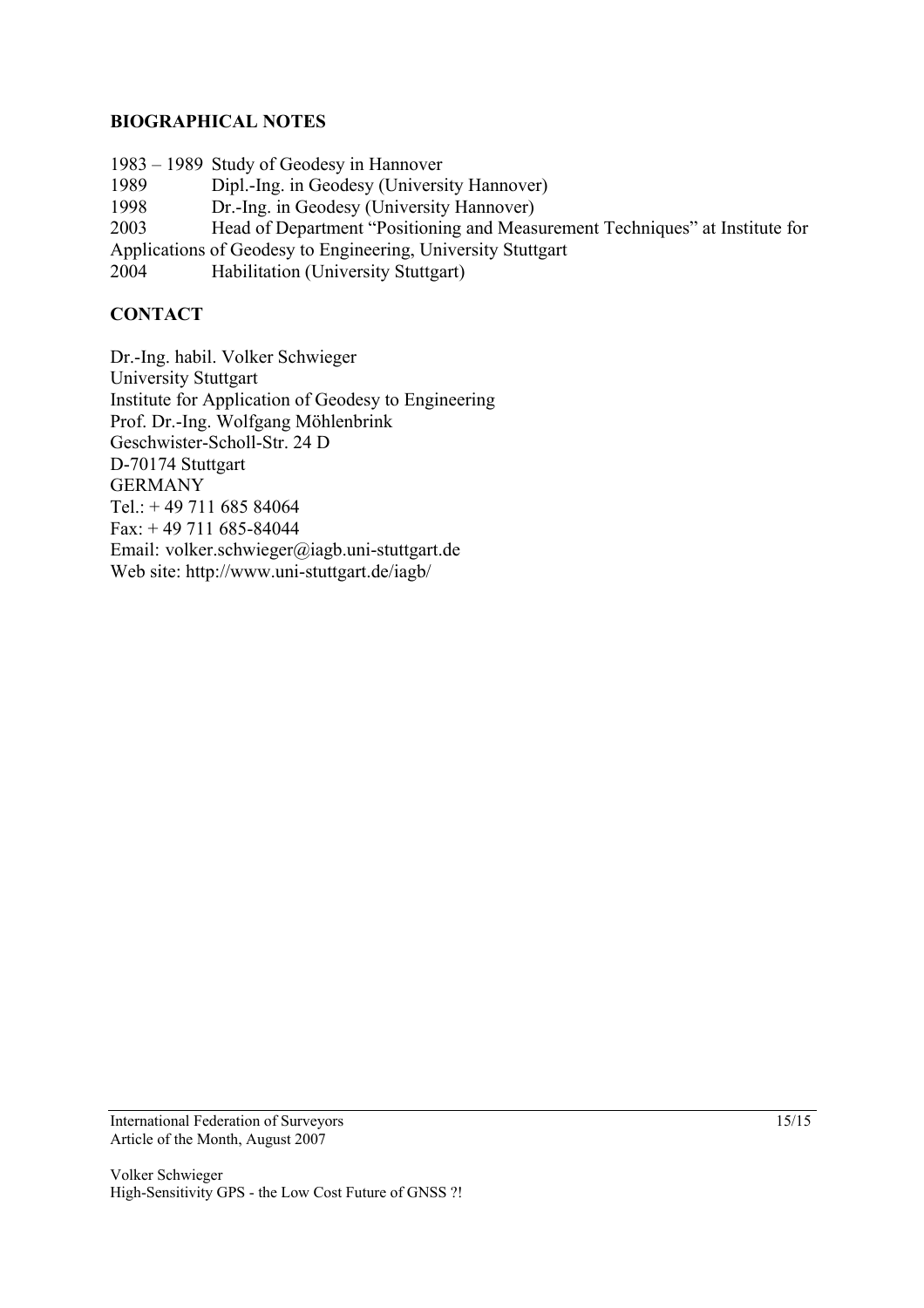**BIOGRAPHICAL NOTES**

1983 – 1989 Study of Geodesy in Hannover
1989 Dipl.-Ing. in Geodesy (University Hannover)
1998 Dr.-Ing. in Geodesy (University Hannover)
2003 Head of Department "Positioning and Measurement Techniques" at Institute for Applications of Geodesy to Engineering, University Stuttgart
2004 Habilitation (University Stuttgart)

**CONTACT**

Dr.-Ing. habil. Volker Schwieger
University Stuttgart
Institute for Application of Geodesy to Engineering
Prof. Dr.-Ing. Wolfgang Möhlenbrink
Geschwister-Scholl-Str. 24 D
D-70174 Stuttgart
GERMANY
Tel.: + 49 711 685 84064
Fax: + 49 711 685-84044
Email: volker.schwieger@iagb.uni-stuttgart.de
Web site: http://www.uni-stuttgart.de/iagb/